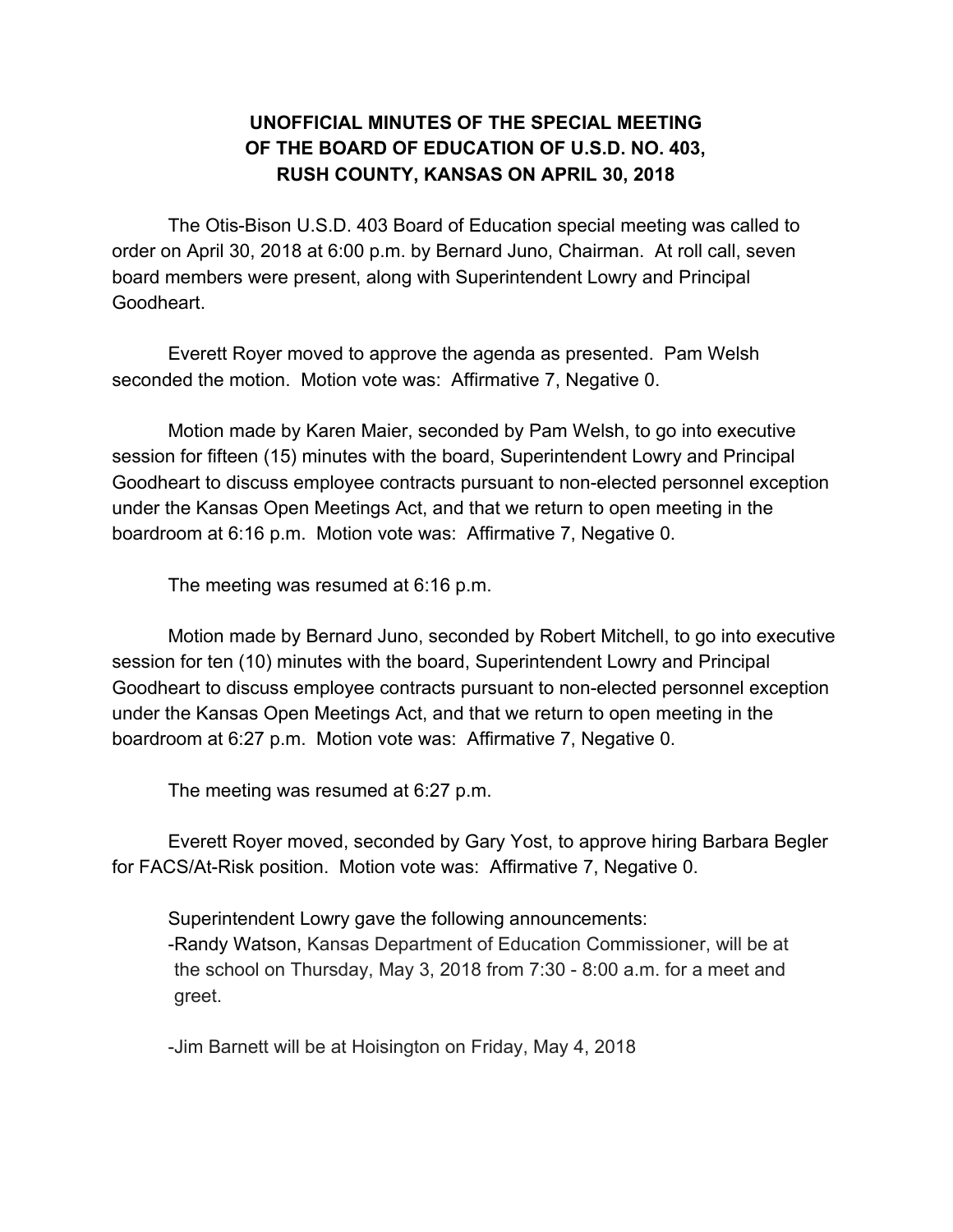# UNOFFICIAL MINUTES OF THE SPECIAL MEETING OF THE BOARD OF EDUCATION OF U.S.D. NO. 403, RUSH COUNTY, KANSAS ON APRIL 30, 2018

The Otis-Bison U.S.D. 403 Board of Education special meeting was called to order on April 30, 2018 at 6:00 p.m. by Bernard Juno, Chairman. At roll call, seven board members were present, along with Superintendent Lowry and Principal Goodheart.

Everett Royer moved to approve the agenda as presented. Pam Welsh seconded the motion. Motion vote was: Affirmative 7, Negative 0.

Motion made by Karen Maier, seconded by Pam Welsh, to go into executive session for fifteen (15) minutes with the board, Superintendent Lowry and Principal Goodheart to discuss employee contracts pursuant to non-elected personnel exception under the Kansas Open Meetings Act, and that we return to open meeting in the boardroom at 6:16 p.m. Motion vote was: Affirmative 7, Negative 0.

The meeting was resumed at 6:16 p.m.

Motion made by Bernard Juno, seconded by Robert Mitchell, to go into executive session for ten (10) minutes with the board, Superintendent Lowry and Principal Goodheart to discuss employee contracts pursuant to non-elected personnel exception under the Kansas Open Meetings Act, and that we return to open meeting in the boardroom at 6:27 p.m. Motion vote was: Affirmative 7, Negative 0.

The meeting was resumed at 6:27 p.m.

Everett Royer moved, seconded by Gary Yost, to approve hiring Barbara Begler for FACS/At-Risk position. Motion vote was: Affirmative 7, Negative 0.

Superintendent Lowry gave the following announcements:

-Randy Watson, Kansas Department of Education Commissioner, will be at the school on Thursday, May 3, 2018 from 7:30 - 8:00 a.m. for a meet and greet.

-Jim Barnett will be at Hoisington on Friday, May 4, 2018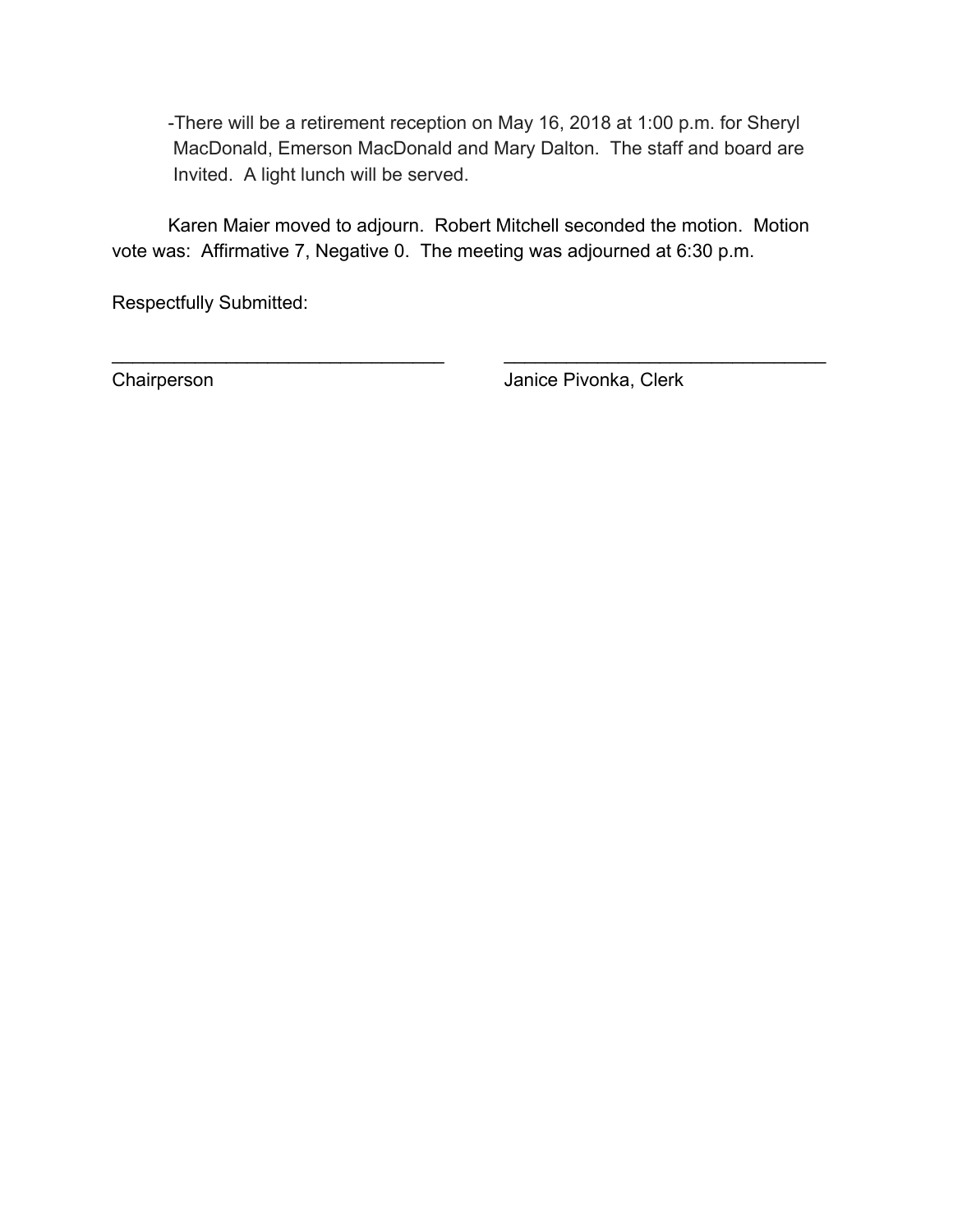-There will be a retirement reception on May 16, 2018 at 1:00 p.m. for Sheryl MacDonald, Emerson MacDonald and Mary Dalton. The staff and board are Invited. A light lunch will be served.

Karen Maier moved to adjourn. Robert Mitchell seconded the motion. Motion vote was: Affirmative 7, Negative 0. The meeting was adjourned at 6:30 p.m.

Respectfully Submitted:

| | |
|---|---|
| \_\_\_\_\_\_\_\_\_\_\_\_\_\_\_\_\_\_\_\_\_\_\_\_\_\_\_\_\_\_\_\_\_ | \_\_\_\_\_\_\_\_\_\_\_\_\_\_\_\_\_\_\_\_\_\_\_\_\_\_\_\_\_\_\_\_\_ |
| Chairperson | Janice Pivonka, Clerk |